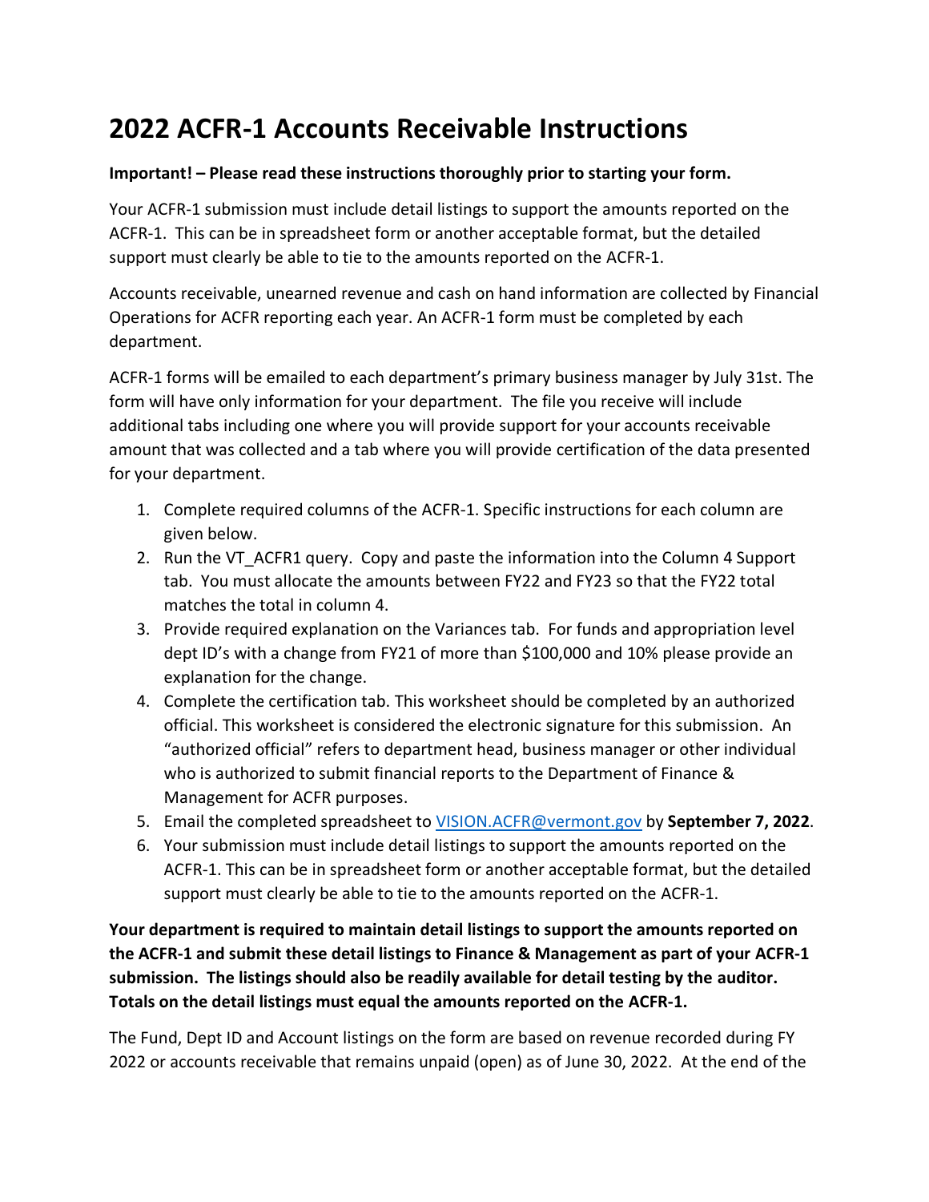# 2022 ACFR-1 Accounts Receivable Instructions

**Important! – Please read these instructions thoroughly prior to starting your form.**

Your ACFR-1 submission must include detail listings to support the amounts reported on the ACFR-1. This can be in spreadsheet form or another acceptable format, but the detailed support must clearly be able to tie to the amounts reported on the ACFR-1.

Accounts receivable, unearned revenue and cash on hand information are collected by Financial Operations for ACFR reporting each year. An ACFR-1 form must be completed by each department.

ACFR-1 forms will be emailed to each department's primary business manager by July 31st. The form will have only information for your department. The file you receive will include additional tabs including one where you will provide support for your accounts receivable amount that was collected and a tab where you will provide certification of the data presented for your department.

1. Complete required columns of the ACFR-1. Specific instructions for each column are given below.
2. Run the VT_ACFR1 query. Copy and paste the information into the Column 4 Support tab. You must allocate the amounts between FY22 and FY23 so that the FY22 total matches the total in column 4.
3. Provide required explanation on the Variances tab. For funds and appropriation level dept ID's with a change from FY21 of more than $100,000 and 10% please provide an explanation for the change.
4. Complete the certification tab. This worksheet should be completed by an authorized official. This worksheet is considered the electronic signature for this submission. An "authorized official" refers to department head, business manager or other individual who is authorized to submit financial reports to the Department of Finance & Management for ACFR purposes.
5. Email the completed spreadsheet to VISION.ACFR@vermont.gov by **September 7, 2022**.
6. Your submission must include detail listings to support the amounts reported on the ACFR-1. This can be in spreadsheet form or another acceptable format, but the detailed support must clearly be able to tie to the amounts reported on the ACFR-1.

**Your department is required to maintain detail listings to support the amounts reported on the ACFR-1 and submit these detail listings to Finance & Management as part of your ACFR-1 submission. The listings should also be readily available for detail testing by the auditor. Totals on the detail listings must equal the amounts reported on the ACFR-1.**

The Fund, Dept ID and Account listings on the form are based on revenue recorded during FY 2022 or accounts receivable that remains unpaid (open) as of June 30, 2022. At the end of the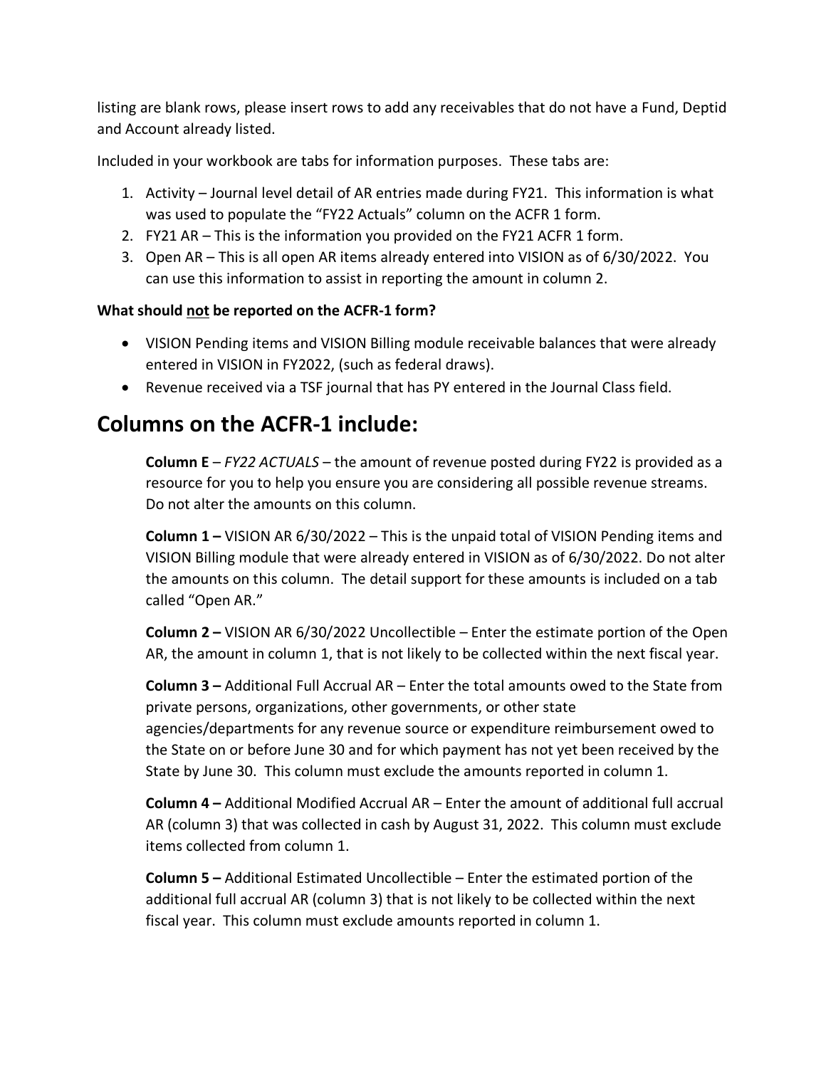listing are blank rows, please insert rows to add any receivables that do not have a Fund, Deptid and Account already listed.

Included in your workbook are tabs for information purposes. These tabs are:

1. Activity – Journal level detail of AR entries made during FY21. This information is what was used to populate the "FY22 Actuals" column on the ACFR 1 form.
2. FY21 AR – This is the information you provided on the FY21 ACFR 1 form.
3. Open AR – This is all open AR items already entered into VISION as of 6/30/2022. You can use this information to assist in reporting the amount in column 2.

**What should not be reported on the ACFR-1 form?**

- VISION Pending items and VISION Billing module receivable balances that were already entered in VISION in FY2022, (such as federal draws).
- Revenue received via a TSF journal that has PY entered in the Journal Class field.

## Columns on the ACFR-1 include:

**Column E** – *FY22 ACTUALS* – the amount of revenue posted during FY22 is provided as a resource for you to help you ensure you are considering all possible revenue streams. Do not alter the amounts on this column.

**Column 1 –** VISION AR 6/30/2022 – This is the unpaid total of VISION Pending items and VISION Billing module that were already entered in VISION as of 6/30/2022. Do not alter the amounts on this column. The detail support for these amounts is included on a tab called "Open AR."

**Column 2 –** VISION AR 6/30/2022 Uncollectible – Enter the estimate portion of the Open AR, the amount in column 1, that is not likely to be collected within the next fiscal year.

**Column 3 –** Additional Full Accrual AR – Enter the total amounts owed to the State from private persons, organizations, other governments, or other state agencies/departments for any revenue source or expenditure reimbursement owed to the State on or before June 30 and for which payment has not yet been received by the State by June 30. This column must exclude the amounts reported in column 1.

**Column 4 –** Additional Modified Accrual AR – Enter the amount of additional full accrual AR (column 3) that was collected in cash by August 31, 2022. This column must exclude items collected from column 1.

**Column 5 –** Additional Estimated Uncollectible – Enter the estimated portion of the additional full accrual AR (column 3) that is not likely to be collected within the next fiscal year. This column must exclude amounts reported in column 1.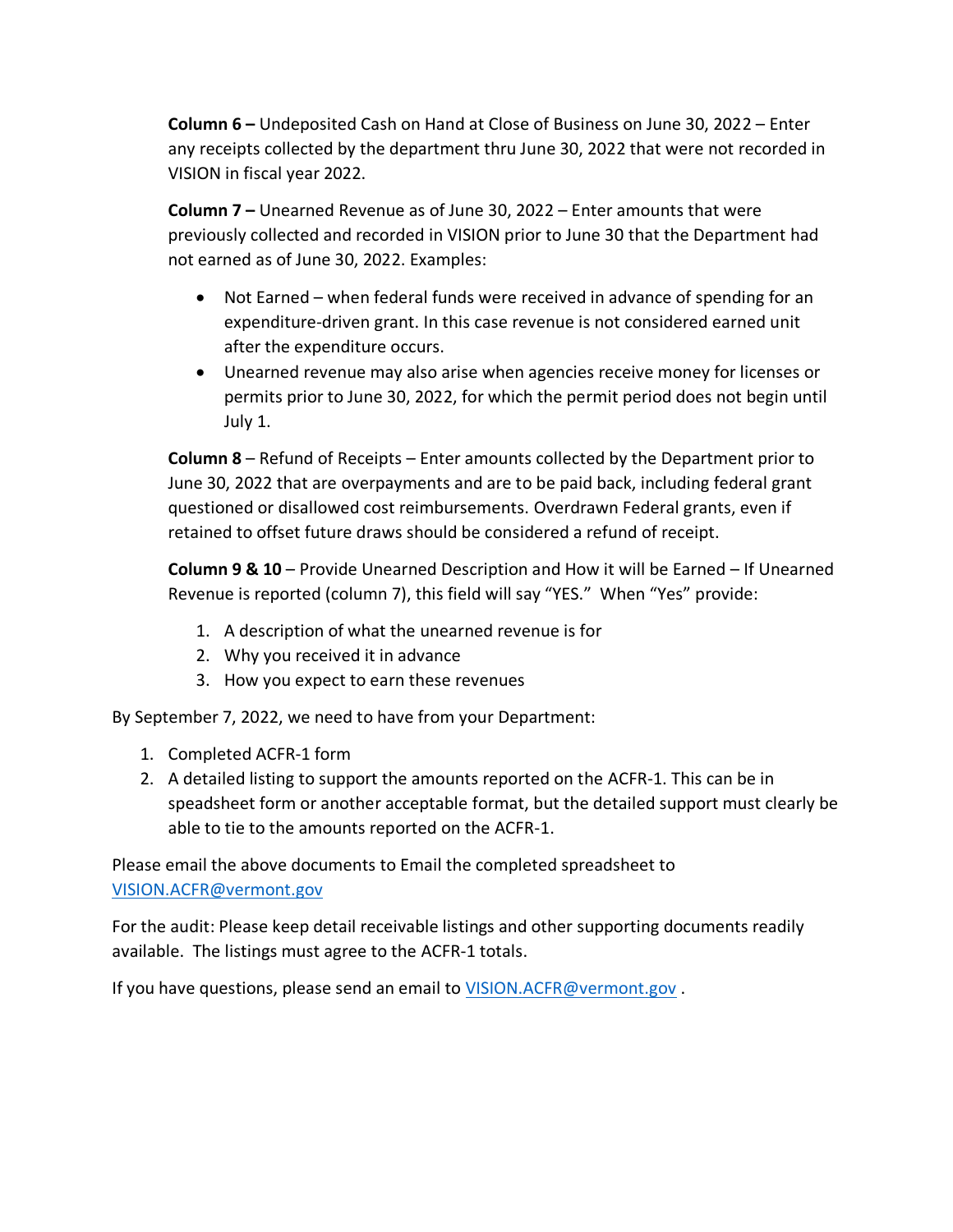**Column 6 –** Undeposited Cash on Hand at Close of Business on June 30, 2022 – Enter any receipts collected by the department thru June 30, 2022 that were not recorded in VISION in fiscal year 2022.

**Column 7 –** Unearned Revenue as of June 30, 2022 – Enter amounts that were previously collected and recorded in VISION prior to June 30 that the Department had not earned as of June 30, 2022. Examples:

- Not Earned – when federal funds were received in advance of spending for an expenditure-driven grant. In this case revenue is not considered earned unit after the expenditure occurs.
- Unearned revenue may also arise when agencies receive money for licenses or permits prior to June 30, 2022, for which the permit period does not begin until July 1.

**Column 8** – Refund of Receipts – Enter amounts collected by the Department prior to June 30, 2022 that are overpayments and are to be paid back, including federal grant questioned or disallowed cost reimbursements. Overdrawn Federal grants, even if retained to offset future draws should be considered a refund of receipt.

**Column 9 & 10** – Provide Unearned Description and How it will be Earned – If Unearned Revenue is reported (column 7), this field will say "YES." When "Yes" provide:

1. A description of what the unearned revenue is for
2. Why you received it in advance
3. How you expect to earn these revenues

By September 7, 2022, we need to have from your Department:

1. Completed ACFR-1 form
2. A detailed listing to support the amounts reported on the ACFR-1. This can be in speadsheet form or another acceptable format, but the detailed support must clearly be able to tie to the amounts reported on the ACFR-1.

Please email the above documents to Email the completed spreadsheet to VISION.ACFR@vermont.gov

For the audit: Please keep detail receivable listings and other supporting documents readily available. The listings must agree to the ACFR-1 totals.

If you have questions, please send an email to VISION.ACFR@vermont.gov .